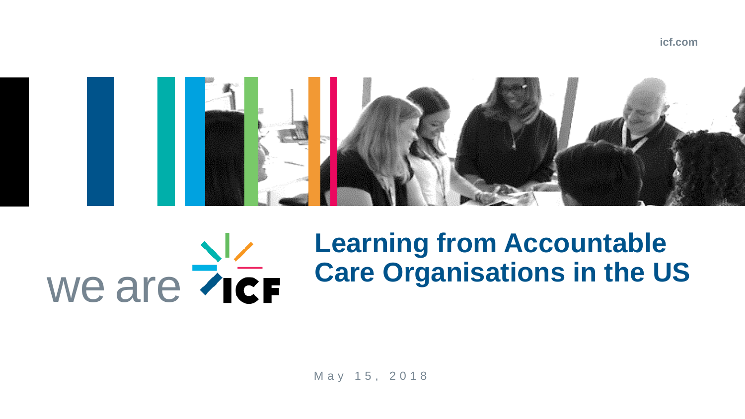icf.com

we are ICF

# Learning from Accountable Care Organisations in the US

May 15, 2018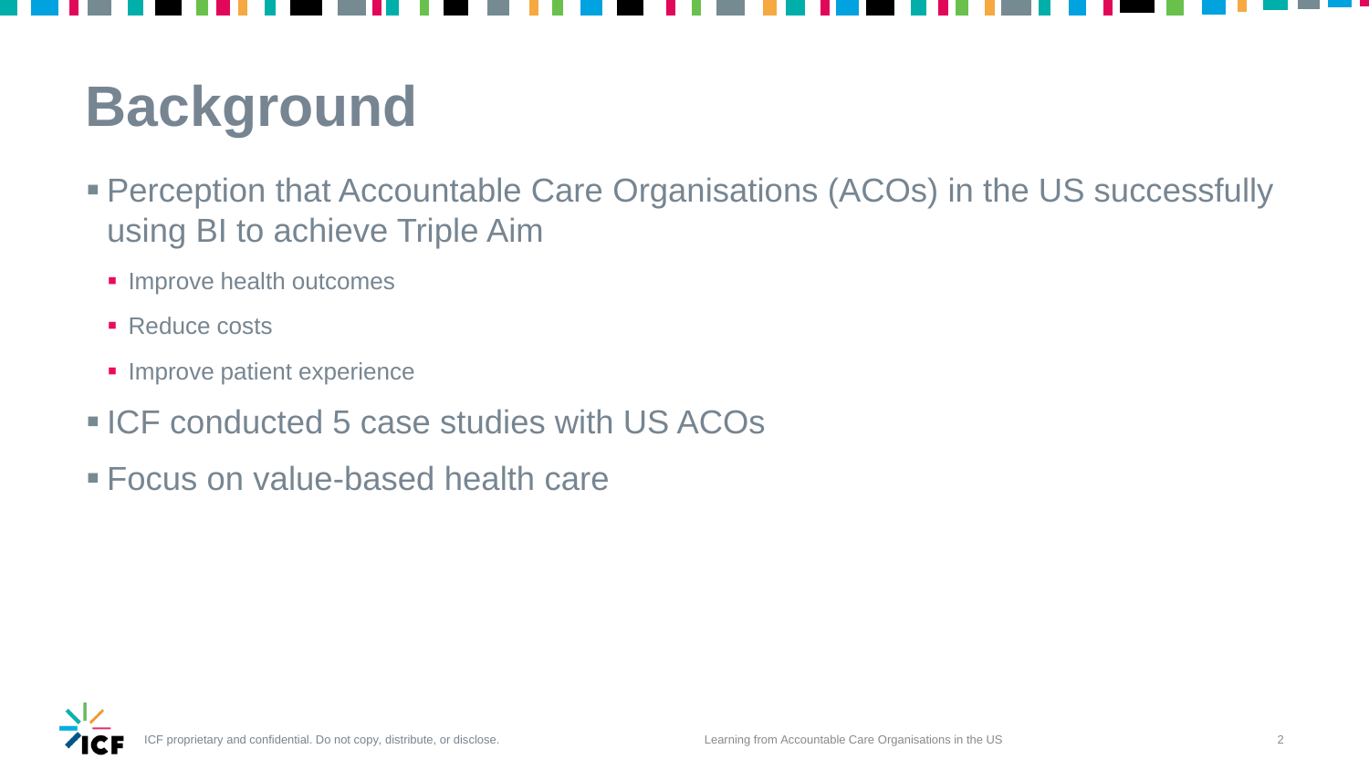# Background

- Perception that Accountable Care Organisations (ACOs) in the US successfully using BI to achieve Triple Aim
  - Improve health outcomes
  - Reduce costs
  - Improve patient experience
- ICF conducted 5 case studies with US ACOs
- Focus on value-based health care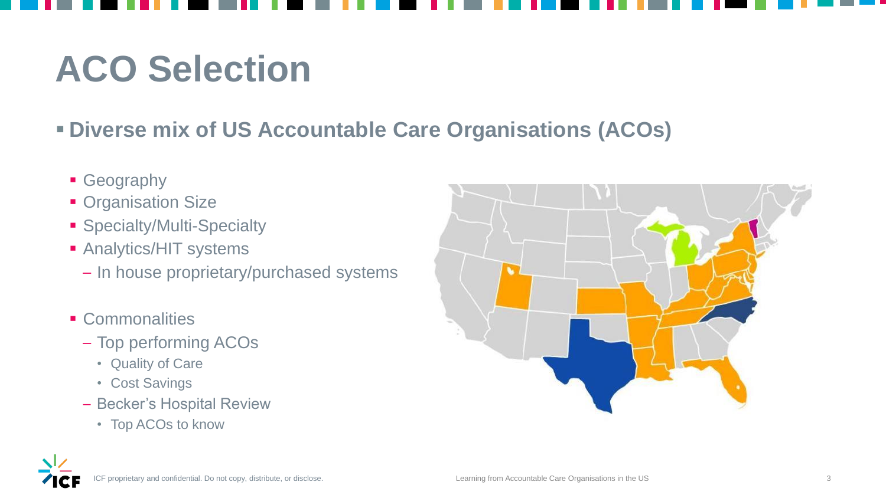# ACO Selection

- **Diverse mix of US Accountable Care Organisations (ACOs)**
  - Geography
  - Organisation Size
  - Specialty/Multi-Specialty
  - Analytics/HIT systems
    - In house proprietary/purchased systems
  - Commonalities
    - Top performing ACOs
      - Quality of Care
      - Cost Savings
    - Becker's Hospital Review
      - Top ACOs to know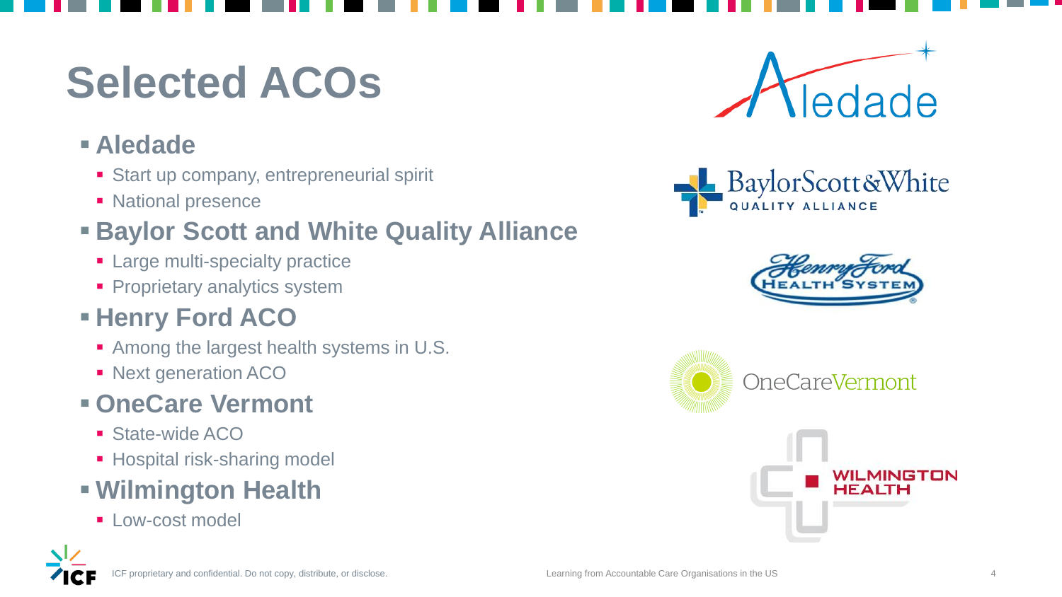# Selected ACOs

- **Aledade**
  - Start up company, entrepreneurial spirit
  - National presence
- **Baylor Scott and White Quality Alliance**
  - Large multi-specialty practice
  - Proprietary analytics system
- **Henry Ford ACO**
  - Among the largest health systems in U.S.
  - Next generation ACO
- **OneCare Vermont**
  - State-wide ACO
  - Hospital risk-sharing model
- **Wilmington Health**
  - Low-cost model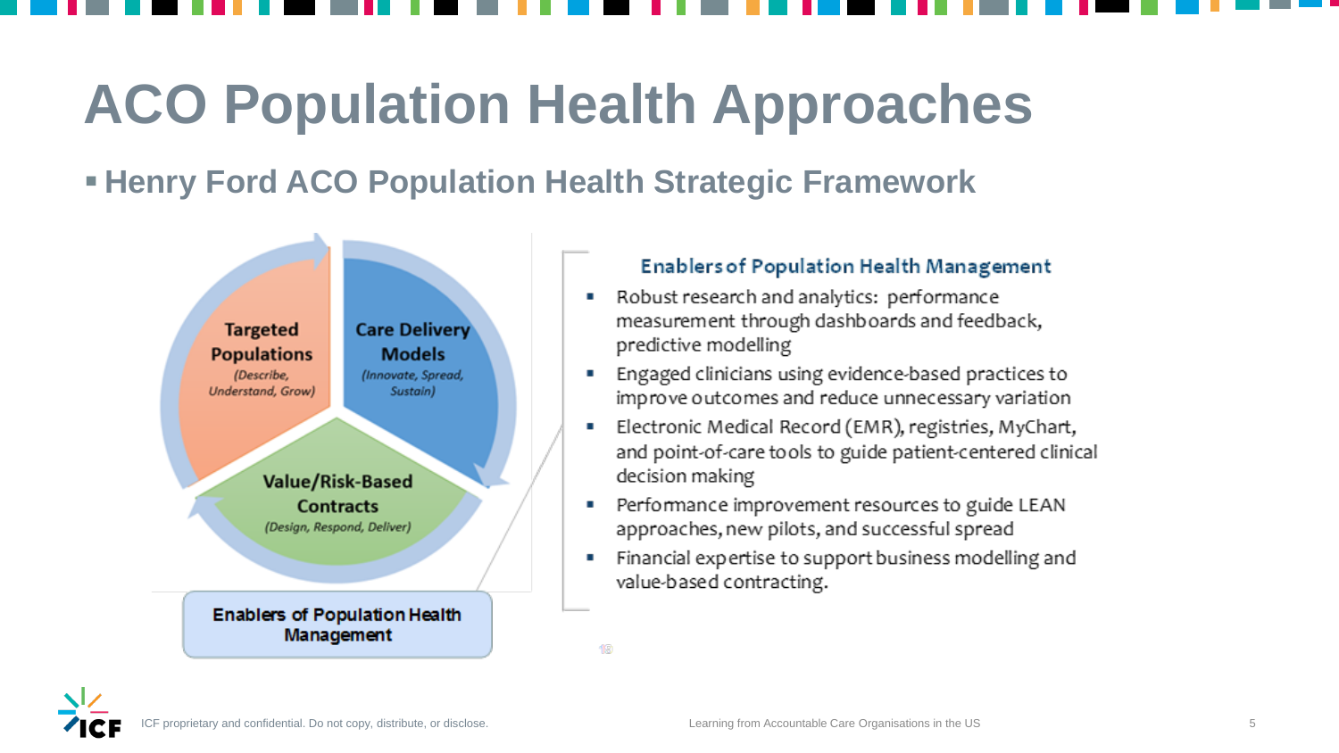# ACO Population Health Approaches

- **Henry Ford ACO Population Health Strategic Framework**

**Targeted Populations**
*(Describe, Understand, Grow)*

**Care Delivery Models**
*(Innovate, Spread, Sustain)*

**Value/Risk-Based Contracts**
*(Design, Respond, Deliver)*

**Enablers of Population Health Management**

### Enablers of Population Health Management

- Robust research and analytics: performance measurement through dashboards and feedback, predictive modelling
- Engaged clinicians using evidence-based practices to improve outcomes and reduce unnecessary variation
- Electronic Medical Record (EMR), registries, MyChart, and point-of-care tools to guide patient-centered clinical decision making
- Performance improvement resources to guide LEAN approaches, new pilots, and successful spread
- Financial expertise to support business modelling and value-based contracting.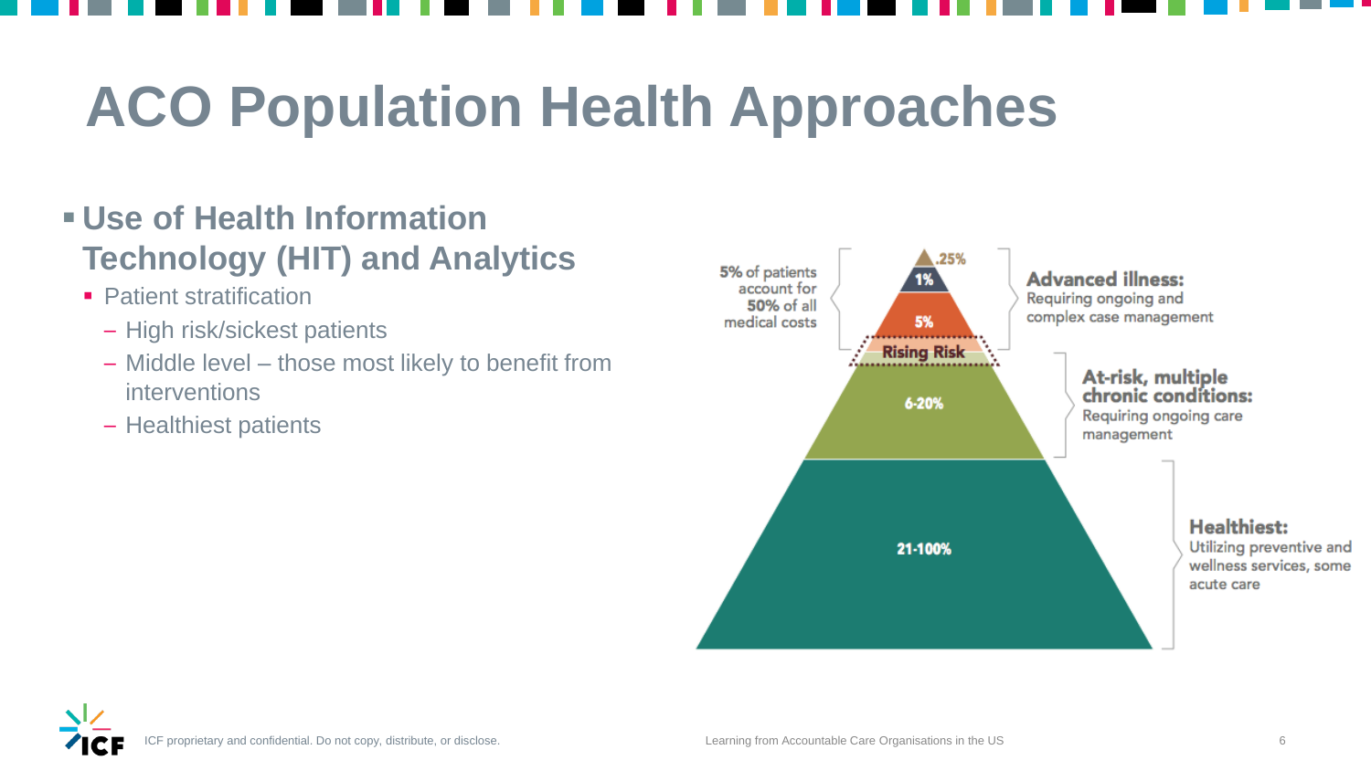# ACO Population Health Approaches

- **Use of Health Information Technology (HIT) and Analytics**
  - Patient stratification
    - High risk/sickest patients
    - Middle level – those most likely to benefit from interventions
    - Healthiest patients

.25%

1%

5%

Rising Risk

6-20%

21-100%

**5%** of patients account for **50%** of all medical costs

**Advanced illness:** Requiring ongoing and complex case management

**At-risk, multiple chronic conditions:** Requiring ongoing care management

**Healthiest:** Utilizing preventive and wellness services, some acute care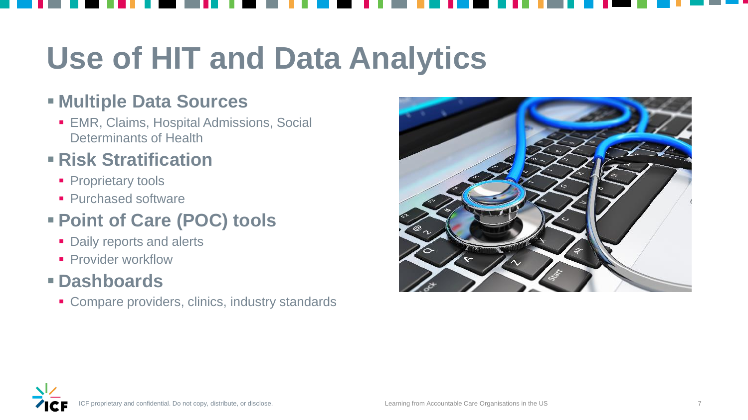# Use of HIT and Data Analytics

- **Multiple Data Sources**
  - EMR, Claims, Hospital Admissions, Social Determinants of Health
- **Risk Stratification**
  - Proprietary tools
  - Purchased software
- **Point of Care (POC) tools**
  - Daily reports and alerts
  - Provider workflow
- **Dashboards**
  - Compare providers, clinics, industry standards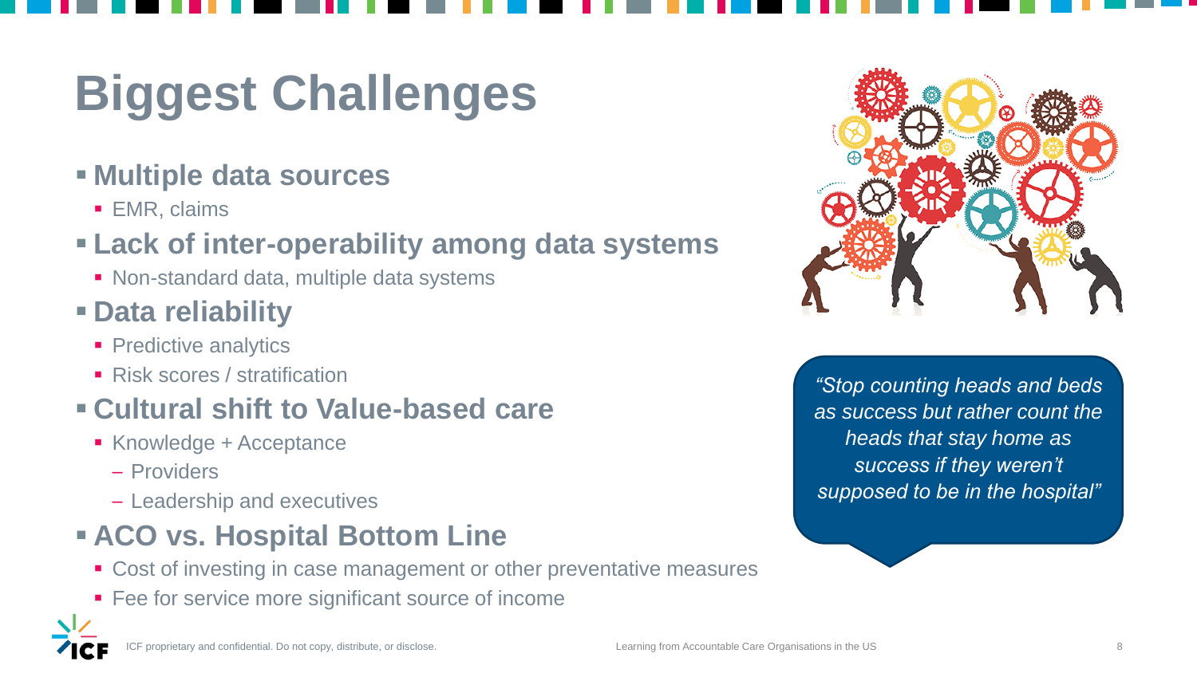# Biggest Challenges

- **Multiple data sources**
  - EMR, claims
- **Lack of inter-operability among data systems**
  - Non-standard data, multiple data systems
- **Data reliability**
  - Predictive analytics
  - Risk scores / stratification
- **Cultural shift to Value-based care**
  - Knowledge + Acceptance
    - Providers
    - Leadership and executives
- **ACO vs. Hospital Bottom Line**
  - Cost of investing in case management or other preventative measures
  - Fee for service more significant source of income

*"Stop counting heads and beds as success but rather count the heads that stay home as success if they weren't supposed to be in the hospital"*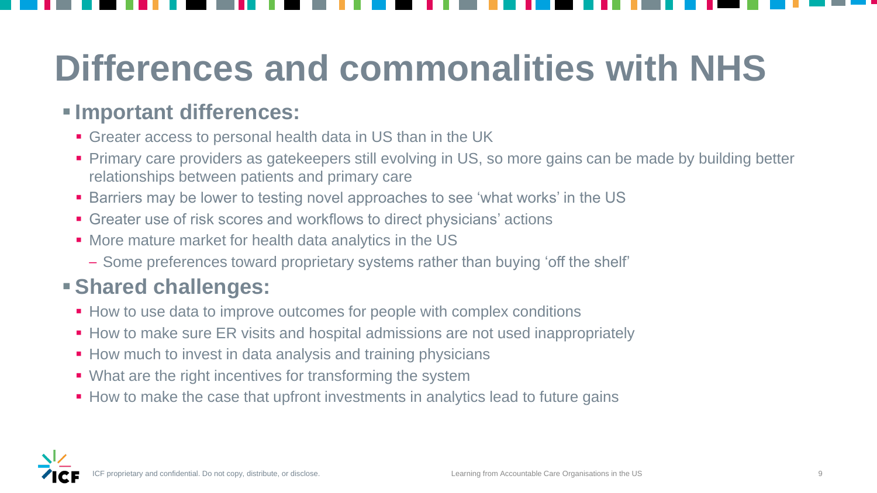# Differences and commonalities with NHS

- **Important differences:**
  - Greater access to personal health data in US than in the UK
  - Primary care providers as gatekeepers still evolving in US, so more gains can be made by building better relationships between patients and primary care
  - Barriers may be lower to testing novel approaches to see 'what works' in the US
  - Greater use of risk scores and workflows to direct physicians' actions
  - More mature market for health data analytics in the US
    - Some preferences toward proprietary systems rather than buying 'off the shelf'
- **Shared challenges:**
  - How to use data to improve outcomes for people with complex conditions
  - How to make sure ER visits and hospital admissions are not used inappropriately
  - How much to invest in data analysis and training physicians
  - What are the right incentives for transforming the system
  - How to make the case that upfront investments in analytics lead to future gains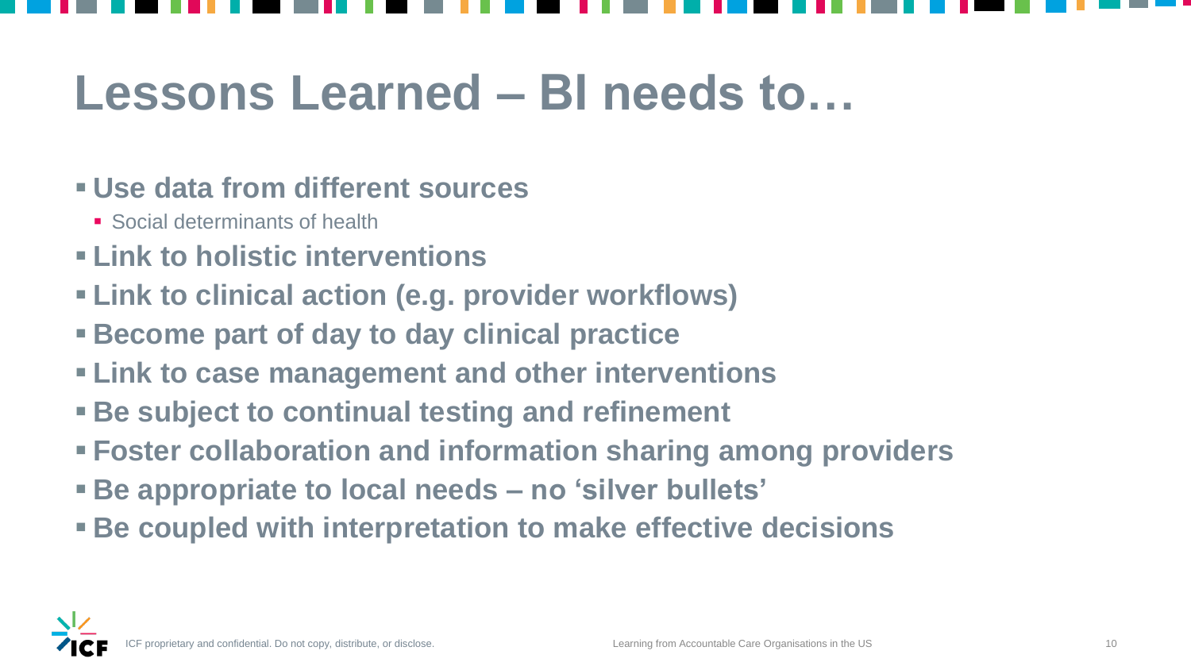# Lessons Learned – BI needs to…

- **Use data from different sources**
  - Social determinants of health
- **Link to holistic interventions**
- **Link to clinical action (e.g. provider workflows)**
- **Become part of day to day clinical practice**
- **Link to case management and other interventions**
- **Be subject to continual testing and refinement**
- **Foster collaboration and information sharing among providers**
- **Be appropriate to local needs – no 'silver bullets'**
- **Be coupled with interpretation to make effective decisions**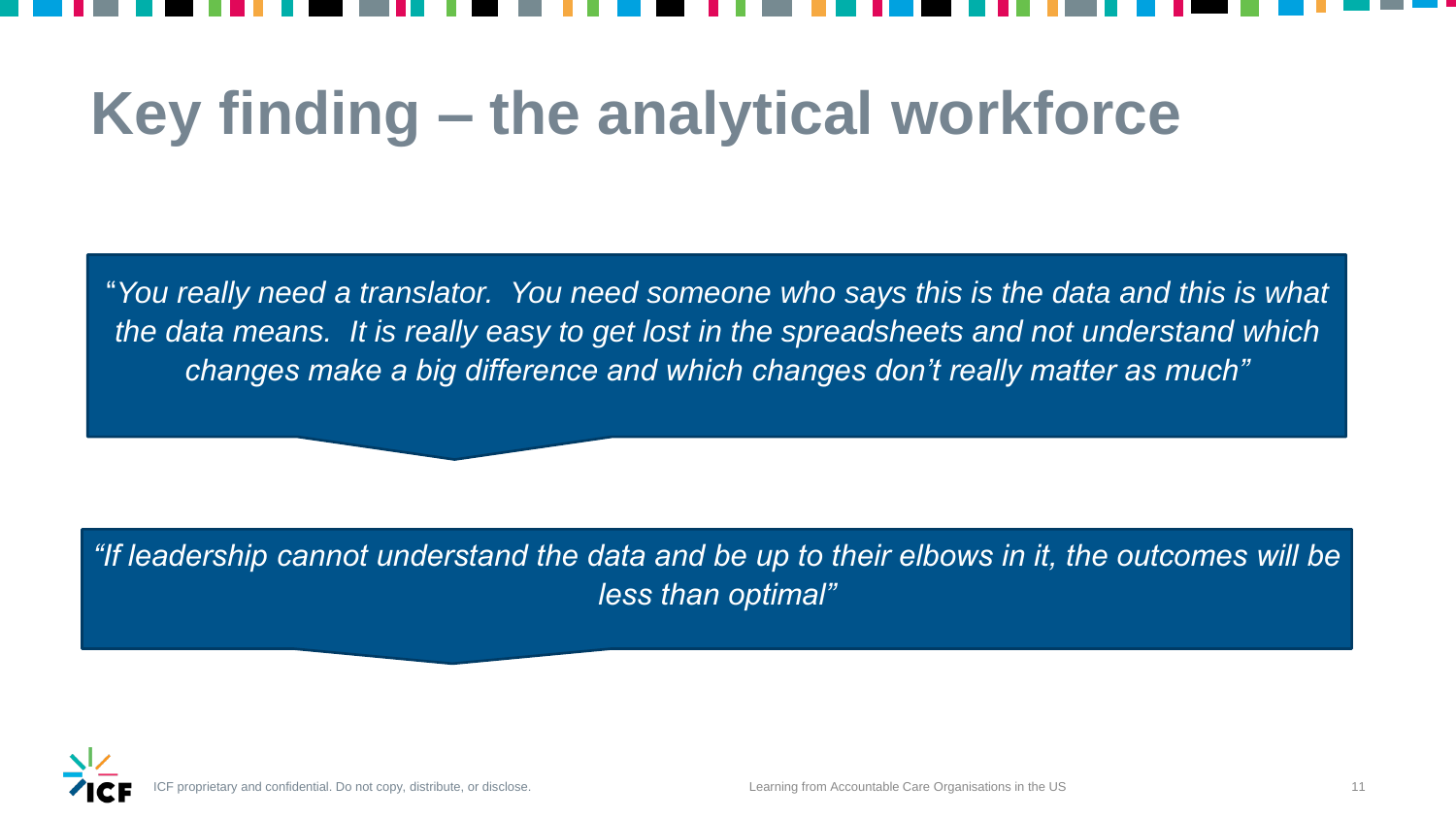# Key finding – the analytical workforce

*"You really need a translator. You need someone who says this is the data and this is what the data means. It is really easy to get lost in the spreadsheets and not understand which changes make a big difference and which changes don't really matter as much"*

*"If leadership cannot understand the data and be up to their elbows in it, the outcomes will be less than optimal"*